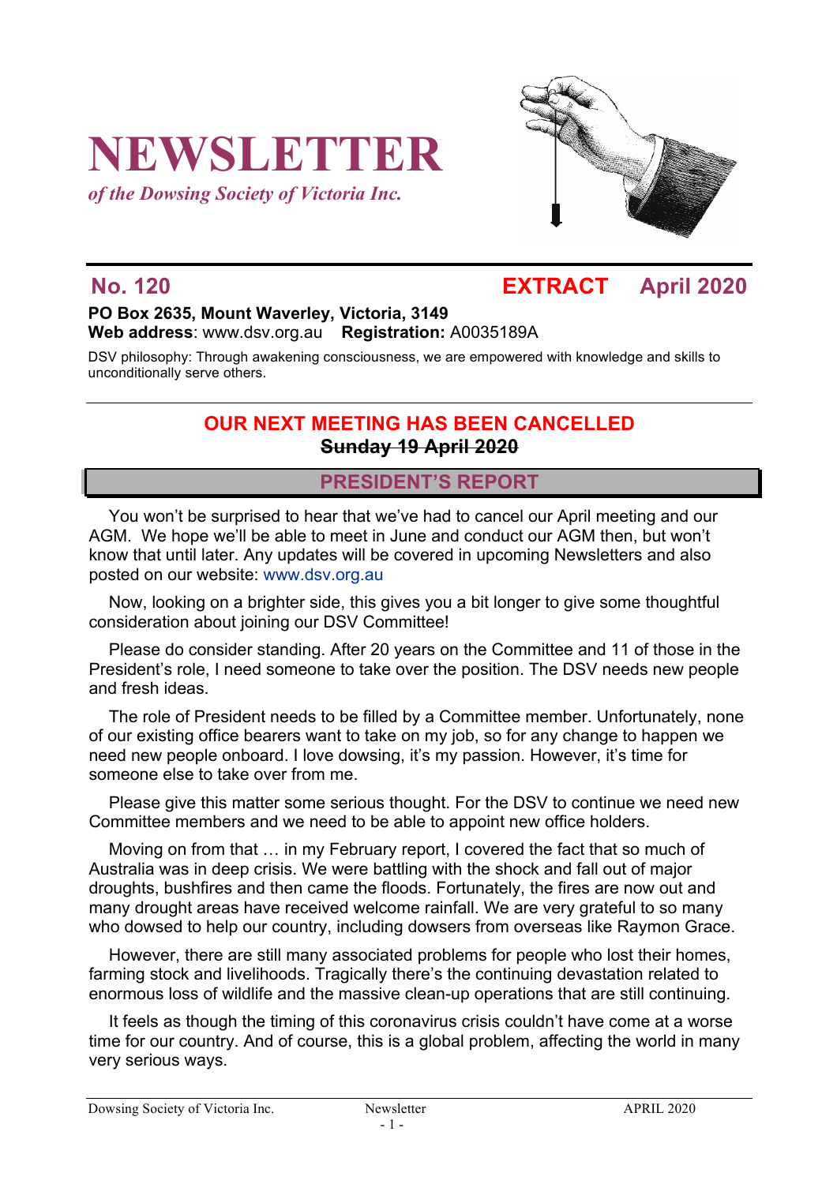# NEWSLETTER

*of the Dowsing Society of Victoria Inc.*

## No. 120 EXTRACT April 2020

**PO Box 2635, Mount Waverley, Victoria, 3149**
**Web address**: www.dsv.org.au **Registration:** A0035189A

DSV philosophy: Through awakening consciousness, we are empowered with knowledge and skills to unconditionally serve others.

## OUR NEXT MEETING HAS BEEN CANCELLED

**~~Sunday 19 April 2020~~**

## PRESIDENT'S REPORT

You won't be surprised to hear that we've had to cancel our April meeting and our AGM. We hope we'll be able to meet in June and conduct our AGM then, but won't know that until later. Any updates will be covered in upcoming Newsletters and also posted on our website: www.dsv.org.au

Now, looking on a brighter side, this gives you a bit longer to give some thoughtful consideration about joining our DSV Committee!

Please do consider standing. After 20 years on the Committee and 11 of those in the President's role, I need someone to take over the position. The DSV needs new people and fresh ideas.

The role of President needs to be filled by a Committee member. Unfortunately, none of our existing office bearers want to take on my job, so for any change to happen we need new people onboard. I love dowsing, it's my passion. However, it's time for someone else to take over from me.

Please give this matter some serious thought. For the DSV to continue we need new Committee members and we need to be able to appoint new office holders.

Moving on from that … in my February report, I covered the fact that so much of Australia was in deep crisis. We were battling with the shock and fall out of major droughts, bushfires and then came the floods. Fortunately, the fires are now out and many drought areas have received welcome rainfall. We are very grateful to so many who dowsed to help our country, including dowsers from overseas like Raymon Grace.

However, there are still many associated problems for people who lost their homes, farming stock and livelihoods. Tragically there's the continuing devastation related to enormous loss of wildlife and the massive clean-up operations that are still continuing.

It feels as though the timing of this coronavirus crisis couldn't have come at a worse time for our country. And of course, this is a global problem, affecting the world in many very serious ways.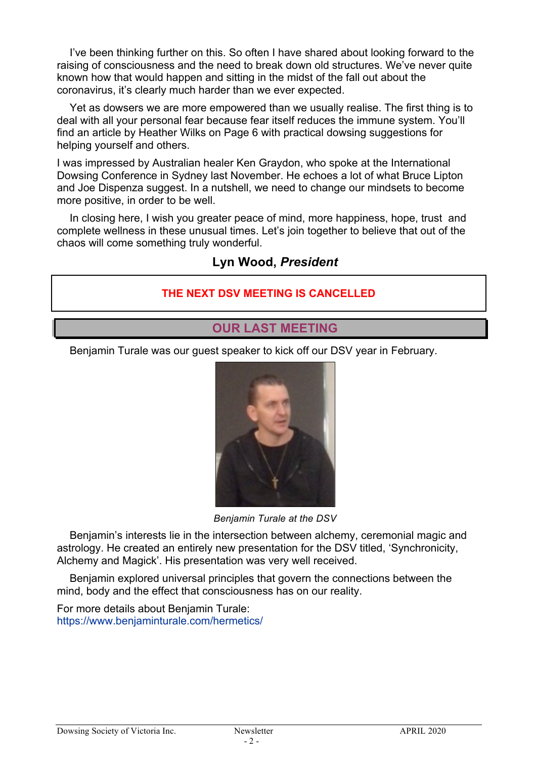I've been thinking further on this. So often I have shared about looking forward to the raising of consciousness and the need to break down old structures. We've never quite known how that would happen and sitting in the midst of the fall out about the coronavirus, it's clearly much harder than we ever expected.

Yet as dowsers we are more empowered than we usually realise. The first thing is to deal with all your personal fear because fear itself reduces the immune system. You'll find an article by Heather Wilks on Page 6 with practical dowsing suggestions for helping yourself and others.

I was impressed by Australian healer Ken Graydon, who spoke at the International Dowsing Conference in Sydney last November. He echoes a lot of what Bruce Lipton and Joe Dispenza suggest. In a nutshell, we need to change our mindsets to become more positive, in order to be well.

In closing here, I wish you greater peace of mind, more happiness, hope, trust and complete wellness in these unusual times. Let's join together to believe that out of the chaos will come something truly wonderful.

**Lyn Wood, *President***

**THE NEXT DSV MEETING IS CANCELLED**

## OUR LAST MEETING

Benjamin Turale was our guest speaker to kick off our DSV year in February.

*Benjamin Turale at the DSV*

Benjamin's interests lie in the intersection between alchemy, ceremonial magic and astrology. He created an entirely new presentation for the DSV titled, 'Synchronicity, Alchemy and Magick'. His presentation was very well received.

Benjamin explored universal principles that govern the connections between the mind, body and the effect that consciousness has on our reality.

For more details about Benjamin Turale:
https://www.benjaminturale.com/hermetics/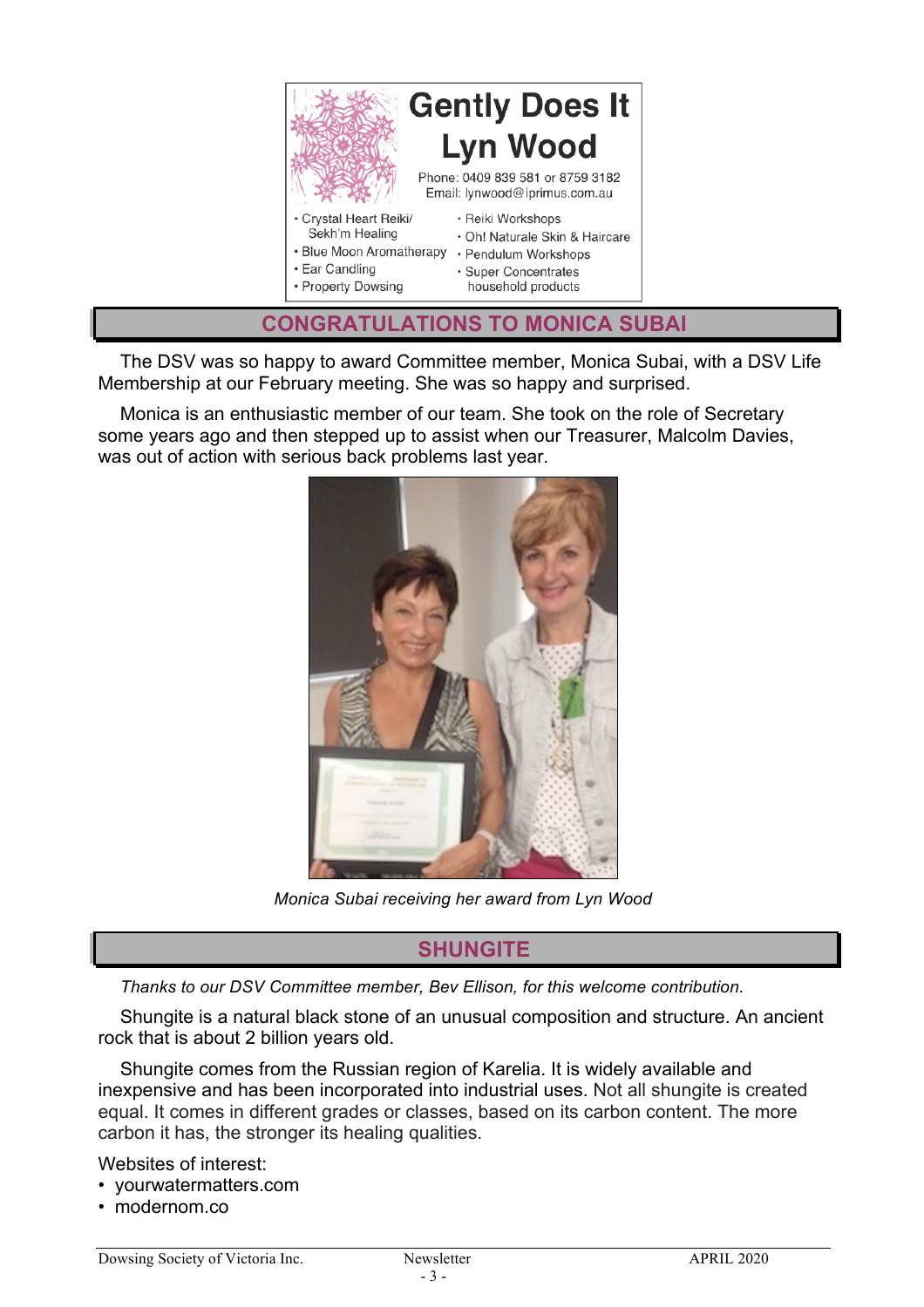**Gently Does It**
**Lyn Wood**

Phone: 0409 839 581 or 8759 3182
Email: lynwood@iprimus.com.au

- Crystal Heart Reiki/ Sekh'm Healing
- Blue Moon Aromatherapy
- Ear Candling
- Property Dowsing
- Reiki Workshops
- Oh! Naturale Skin & Haircare
- Pendulum Workshops
- Super Concentrates household products

## CONGRATULATIONS TO MONICA SUBAI

The DSV was so happy to award Committee member, Monica Subai, with a DSV Life Membership at our February meeting. She was so happy and surprised.

Monica is an enthusiastic member of our team. She took on the role of Secretary some years ago and then stepped up to assist when our Treasurer, Malcolm Davies, was out of action with serious back problems last year.

*Monica Subai receiving her award from Lyn Wood*

## SHUNGITE

*Thanks to our DSV Committee member, Bev Ellison, for this welcome contribution.*

Shungite is a natural black stone of an unusual composition and structure. An ancient rock that is about 2 billion years old.

Shungite comes from the Russian region of Karelia. It is widely available and inexpensive and has been incorporated into industrial uses. Not all shungite is created equal. It comes in different grades or classes, based on its carbon content. The more carbon it has, the stronger its healing qualities.

Websites of interest:

- yourwatermatters.com
- modernom.co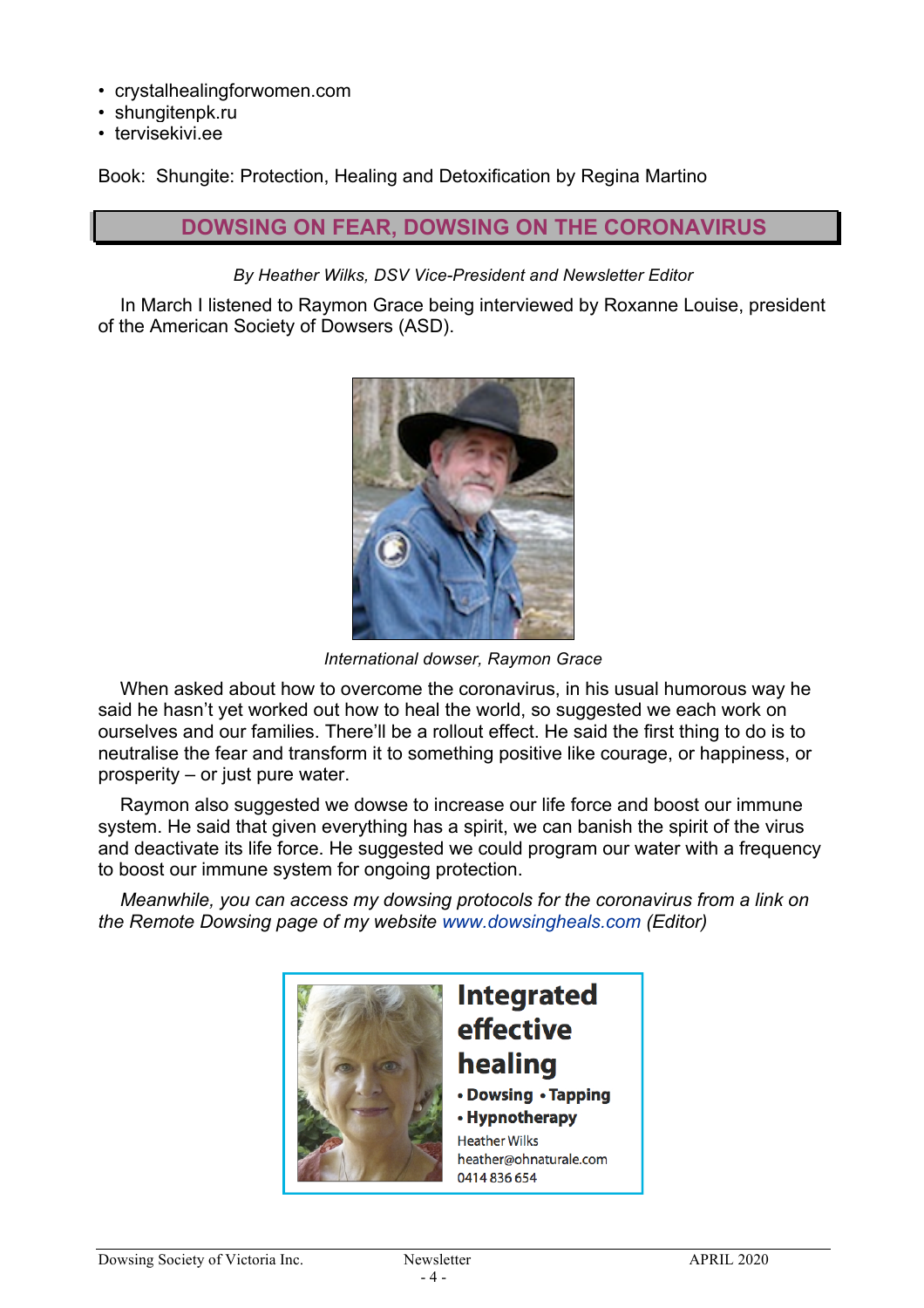- crystalhealingforwomen.com
- shungitenpk.ru
- tervisekivi.ee

Book: Shungite: Protection, Healing and Detoxification by Regina Martino

## DOWSING ON FEAR, DOWSING ON THE CORONAVIRUS

*By Heather Wilks, DSV Vice-President and Newsletter Editor*

In March I listened to Raymon Grace being interviewed by Roxanne Louise, president of the American Society of Dowsers (ASD).

*International dowser, Raymon Grace*

When asked about how to overcome the coronavirus, in his usual humorous way he said he hasn't yet worked out how to heal the world, so suggested we each work on ourselves and our families. There'll be a rollout effect. He said the first thing to do is to neutralise the fear and transform it to something positive like courage, or happiness, or prosperity – or just pure water.

Raymon also suggested we dowse to increase our life force and boost our immune system. He said that given everything has a spirit, we can banish the spirit of the virus and deactivate its life force. He suggested we could program our water with a frequency to boost our immune system for ongoing protection.

*Meanwhile, you can access my dowsing protocols for the coronavirus from a link on the Remote Dowsing page of my website* www.dowsingheals.com *(Editor)*

**Integrated effective healing**

- **Dowsing**
- **Tapping**
- **Hypnotherapy**

Heather Wilks
heather@ohnaturale.com
0414 836 654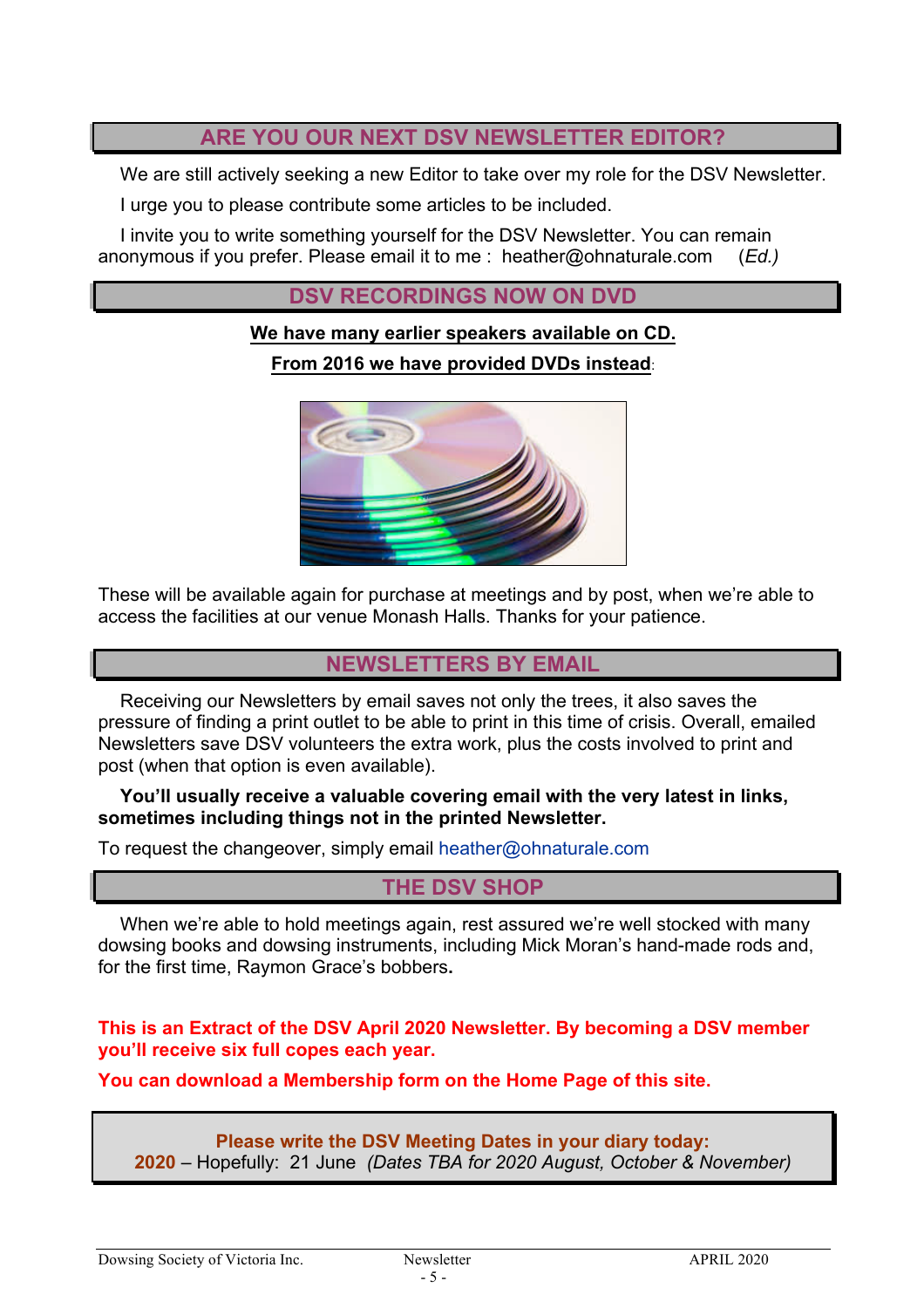## ARE YOU OUR NEXT DSV NEWSLETTER EDITOR?

We are still actively seeking a new Editor to take over my role for the DSV Newsletter.

I urge you to please contribute some articles to be included.

I invite you to write something yourself for the DSV Newsletter. You can remain anonymous if you prefer. Please email it to me : heather@ohnaturale.com (*Ed.)*

## DSV RECORDINGS NOW ON DVD

**We have many earlier speakers available on CD.**

**From 2016 we have provided DVDs instead**:

These will be available again for purchase at meetings and by post, when we're able to access the facilities at our venue Monash Halls. Thanks for your patience.

## NEWSLETTERS BY EMAIL

Receiving our Newsletters by email saves not only the trees, it also saves the pressure of finding a print outlet to be able to print in this time of crisis. Overall, emailed Newsletters save DSV volunteers the extra work, plus the costs involved to print and post (when that option is even available).

**You'll usually receive a valuable covering email with the very latest in links, sometimes including things not in the printed Newsletter.**

To request the changeover, simply email heather@ohnaturale.com

## THE DSV SHOP

When we're able to hold meetings again, rest assured we're well stocked with many dowsing books and dowsing instruments, including Mick Moran's hand-made rods and, for the first time, Raymon Grace's bobbers**.**

**This is an Extract of the DSV April 2020 Newsletter. By becoming a DSV member you'll receive six full copes each year.**

**You can download a Membership form on the Home Page of this site.**

**Please write the DSV Meeting Dates in your diary today:**
**2020** – Hopefully: 21 June *(Dates TBA for 2020 August, October & November)*